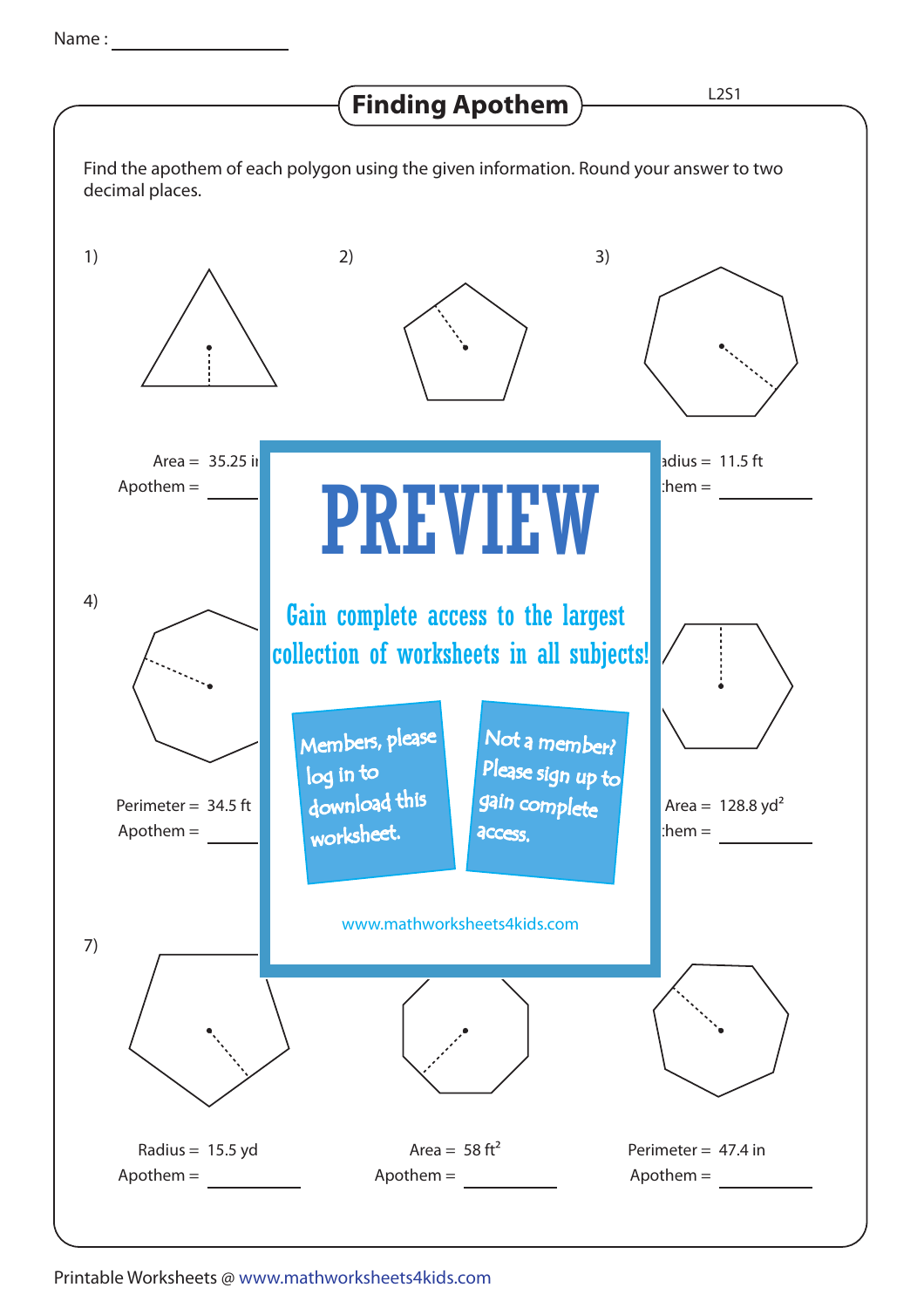Name : ___________________

# Finding Apothem

L2S1

Find the apothem of each polygon using the given information. Round your answer to two decimal places.

1)

Area = 35.25 i

Apothem = ________

2)

3)

adius = 11.5 ft

hem = ________

PREVIEW

Gain complete access to the largest collection of worksheets in all subjects!

Members, please log in to download this worksheet.

Not a member? Please sign up to gain complete access.

www.mathworksheets4kids.com

4)

Perimeter = 34.5 ft

Apothem = ________

Area = 128.8 yd$^2$

hem = ________

7)

Radius = 15.5 yd

Apothem = ________

Area = 58 ft$^2$

Apothem = ________

Perimeter = 47.4 in

Apothem = ________

Printable Worksheets @ www.mathworksheets4kids.com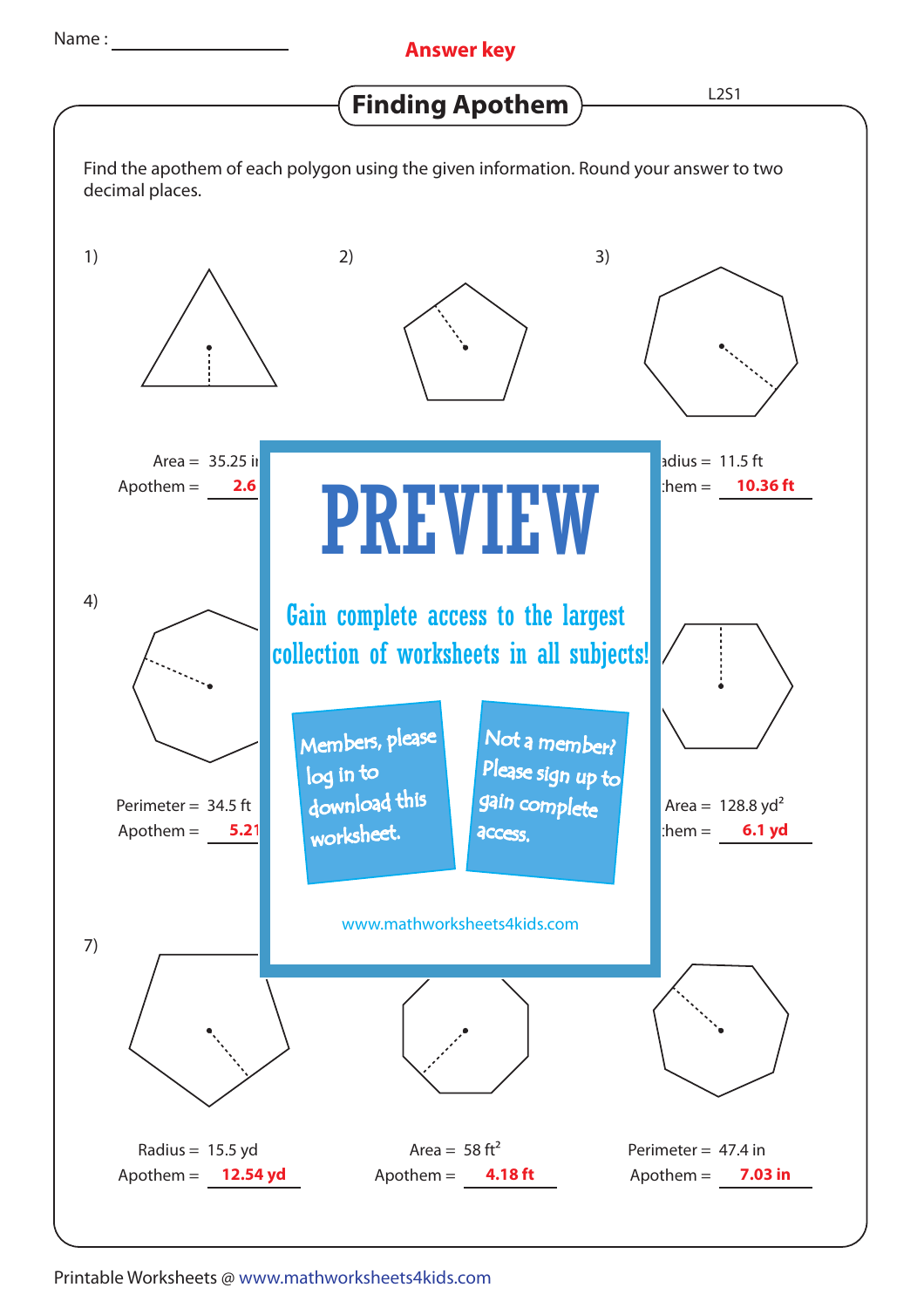Name : ____________________

**Answer key**

# Finding Apothem

L2S1

Find the apothem of each polygon using the given information. Round your answer to two decimal places.

1)

Area = 35.25 i

Apothem = **2.6**

2)

3)

adius = 11.5 ft

hem = **10.36 ft**

PREVIEW

Gain complete access to the largest collection of worksheets in all subjects!

Members, please log in to download this worksheet.

Not a member? Please sign up to gain complete access.

www.mathworksheets4kids.com

4)

Perimeter = 34.5 ft

Apothem = **5.21**

Area = 128.8 yd$^2$

hem = **6.1 yd**

7)

Radius = 15.5 yd

Apothem = **12.54 yd**

Area = 58 ft$^2$

Apothem = **4.18 ft**

Perimeter = 47.4 in

Apothem = **7.03 in**

Printable Worksheets @ www.mathworksheets4kids.com